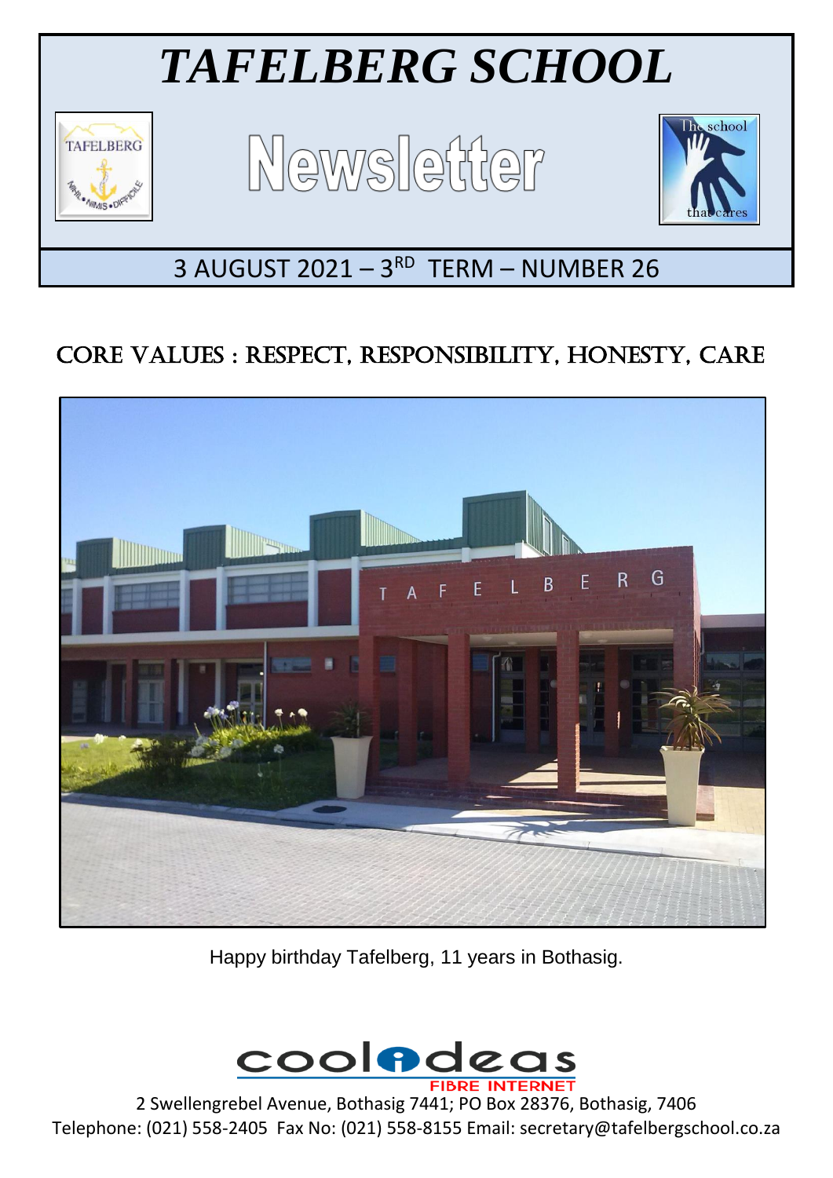# TAFELBERG SCHOOL

## Newsletter

3 AUGUST 2021 – 3RD TERM – NUMBER 26

## CORE VALUES : RESPECT, RESPONSIBILITY, HONESTY, CARE

Happy birthday Tafelberg, 11 years in Bothasig.

2 Swellengrebel Avenue, Bothasig 7441; PO Box 28376, Bothasig, 7406
Telephone: (021) 558-2405 Fax No: (021) 558-8155 Email: secretary@tafelbergschool.co.za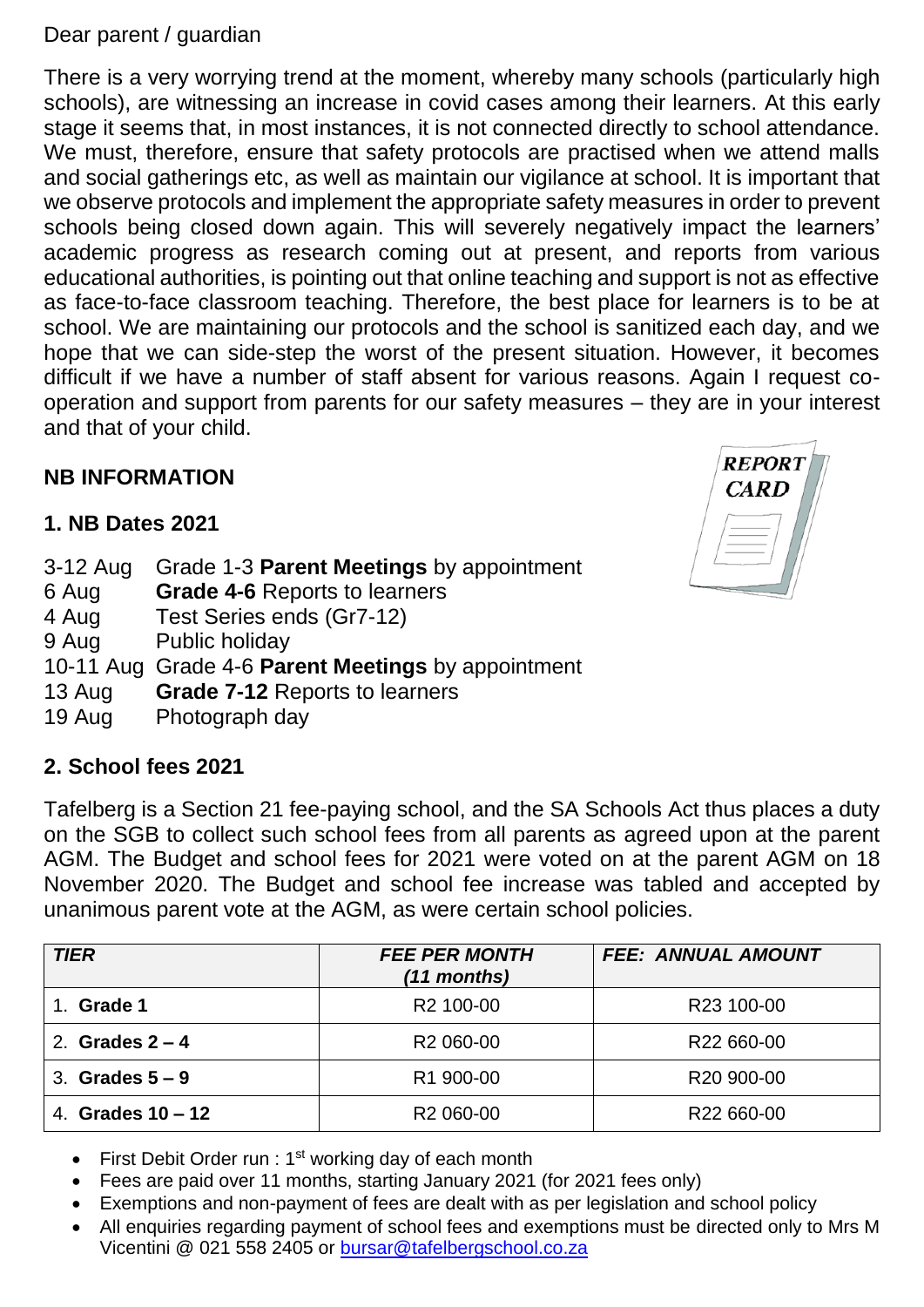Dear parent / guardian

There is a very worrying trend at the moment, whereby many schools (particularly high schools), are witnessing an increase in covid cases among their learners. At this early stage it seems that, in most instances, it is not connected directly to school attendance. We must, therefore, ensure that safety protocols are practised when we attend malls and social gatherings etc, as well as maintain our vigilance at school. It is important that we observe protocols and implement the appropriate safety measures in order to prevent schools being closed down again. This will severely negatively impact the learners' academic progress as research coming out at present, and reports from various educational authorities, is pointing out that online teaching and support is not as effective as face-to-face classroom teaching. Therefore, the best place for learners is to be at school. We are maintaining our protocols and the school is sanitized each day, and we hope that we can side-step the worst of the present situation. However, it becomes difficult if we have a number of staff absent for various reasons. Again I request co-operation and support from parents for our safety measures – they are in your interest and that of your child.

## NB INFORMATION

### 1. NB Dates 2021

3-12 Aug Grade 1-3 **Parent Meetings** by appointment
6 Aug **Grade 4-6** Reports to learners
4 Aug Test Series ends (Gr7-12)
9 Aug Public holiday
10-11 Aug Grade 4-6 **Parent Meetings** by appointment
13 Aug **Grade 7-12** Reports to learners
19 Aug Photograph day

### 2. School fees 2021

Tafelberg is a Section 21 fee-paying school, and the SA Schools Act thus places a duty on the SGB to collect such school fees from all parents as agreed upon at the parent AGM. The Budget and school fees for 2021 were voted on at the parent AGM on 18 November 2020. The Budget and school fee increase was tabled and accepted by unanimous parent vote at the AGM, as were certain school policies.

| *TIER* | *FEE PER MONTH (11 months)* | *FEE: ANNUAL AMOUNT* |
|---|---|---|
| 1. **Grade 1** | R2 100-00 | R23 100-00 |
| 2. **Grades 2 – 4** | R2 060-00 | R22 660-00 |
| 3. **Grades 5 – 9** | R1 900-00 | R20 900-00 |
| 4. **Grades 10 – 12** | R2 060-00 | R22 660-00 |

- First Debit Order run : 1st working day of each month
- Fees are paid over 11 months, starting January 2021 (for 2021 fees only)
- Exemptions and non-payment of fees are dealt with as per legislation and school policy
- All enquiries regarding payment of school fees and exemptions must be directed only to Mrs M Vicentini @ 021 558 2405 or bursar@tafelbergschool.co.za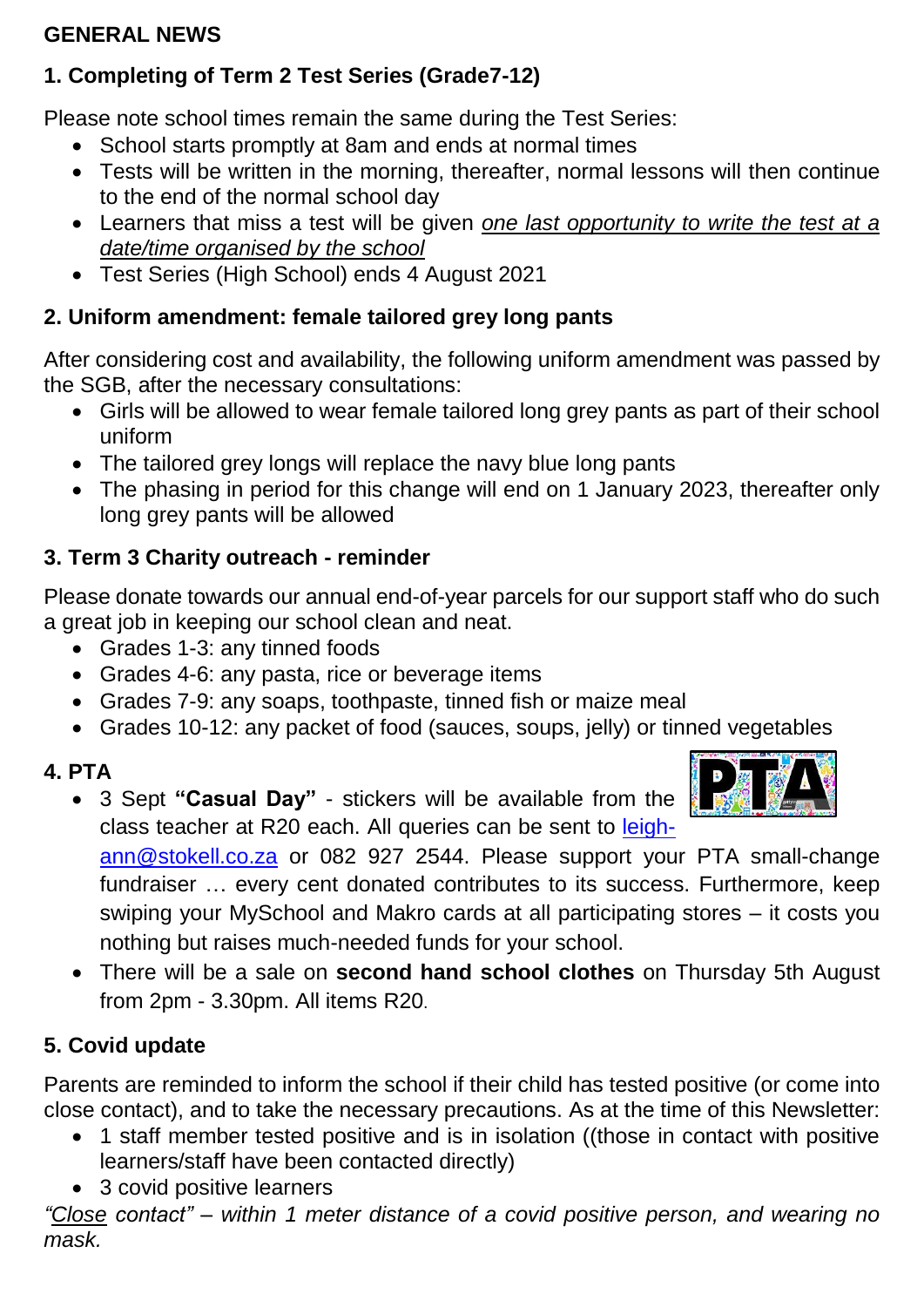**GENERAL NEWS**

**1. Completing of Term 2 Test Series (Grade7-12)**

Please note school times remain the same during the Test Series:

- School starts promptly at 8am and ends at normal times
- Tests will be written in the morning, thereafter, normal lessons will then continue to the end of the normal school day
- Learners that miss a test will be given *one last opportunity to write the test at a date/time organised by the school*
- Test Series (High School) ends 4 August 2021

**2. Uniform amendment: female tailored grey long pants**

After considering cost and availability, the following uniform amendment was passed by the SGB, after the necessary consultations:

- Girls will be allowed to wear female tailored long grey pants as part of their school uniform
- The tailored grey longs will replace the navy blue long pants
- The phasing in period for this change will end on 1 January 2023, thereafter only long grey pants will be allowed

**3. Term 3 Charity outreach - reminder**

Please donate towards our annual end-of-year parcels for our support staff who do such a great job in keeping our school clean and neat.

- Grades 1-3: any tinned foods
- Grades 4-6: any pasta, rice or beverage items
- Grades 7-9: any soaps, toothpaste, tinned fish or maize meal
- Grades 10-12: any packet of food (sauces, soups, jelly) or tinned vegetables

**4. PTA**

- 3 Sept **"Casual Day"** - stickers will be available from the class teacher at R20 each. All queries can be sent to leigh-ann@stokell.co.za or 082 927 2544. Please support your PTA small-change fundraiser … every cent donated contributes to its success. Furthermore, keep swiping your MySchool and Makro cards at all participating stores – it costs you nothing but raises much-needed funds for your school.
- There will be a sale on **second hand school clothes** on Thursday 5th August from 2pm - 3.30pm. All items R20.

**5. Covid update**

Parents are reminded to inform the school if their child has tested positive (or come into close contact), and to take the necessary precautions. As at the time of this Newsletter:

- 1 staff member tested positive and is in isolation ((those in contact with positive learners/staff have been contacted directly)
- 3 covid positive learners

*"Close contact" – within 1 meter distance of a covid positive person, and wearing no mask.*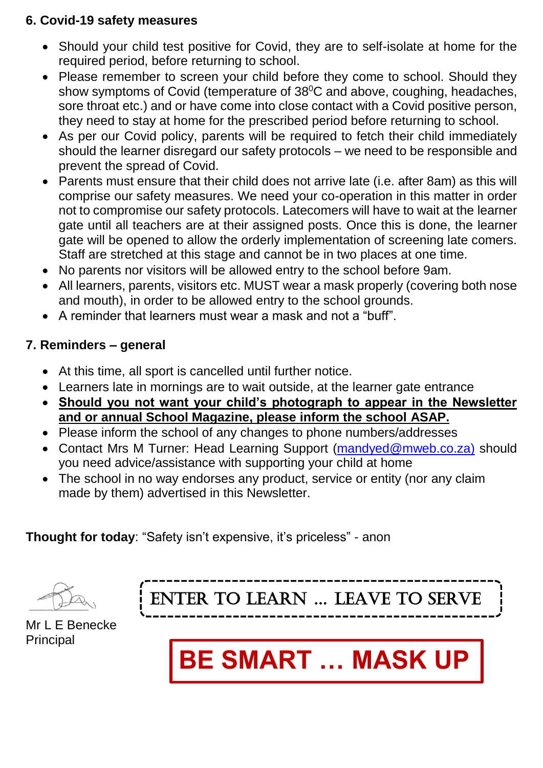**6. Covid-19 safety measures**

- Should your child test positive for Covid, they are to self-isolate at home for the required period, before returning to school.
- Please remember to screen your child before they come to school. Should they show symptoms of Covid (temperature of $38^0$C and above, coughing, headaches, sore throat etc.) and or have come into close contact with a Covid positive person, they need to stay at home for the prescribed period before returning to school.
- As per our Covid policy, parents will be required to fetch their child immediately should the learner disregard our safety protocols – we need to be responsible and prevent the spread of Covid.
- Parents must ensure that their child does not arrive late (i.e. after 8am) as this will comprise our safety measures. We need your co-operation in this matter in order not to compromise our safety protocols. Latecomers will have to wait at the learner gate until all teachers are at their assigned posts. Once this is done, the learner gate will be opened to allow the orderly implementation of screening late comers. Staff are stretched at this stage and cannot be in two places at one time.
- No parents nor visitors will be allowed entry to the school before 9am.
- All learners, parents, visitors etc. MUST wear a mask properly (covering both nose and mouth), in order to be allowed entry to the school grounds.
- A reminder that learners must wear a mask and not a "buff".

**7. Reminders – general**

- At this time, all sport is cancelled until further notice.
- Learners late in mornings are to wait outside, at the learner gate entrance
- **Should you not want your child's photograph to appear in the Newsletter and or annual School Magazine, please inform the school ASAP.**
- Please inform the school of any changes to phone numbers/addresses
- Contact Mrs M Turner: Head Learning Support (mandyed@mweb.co.za) should you need advice/assistance with supporting your child at home
- The school in no way endorses any product, service or entity (nor any claim made by them) advertised in this Newsletter.

**Thought for today**: "Safety isn't expensive, it's priceless" - anon

Mr L E Benecke
Principal

ENTER TO LEARN … LEAVE TO SERVE

**BE SMART … MASK UP**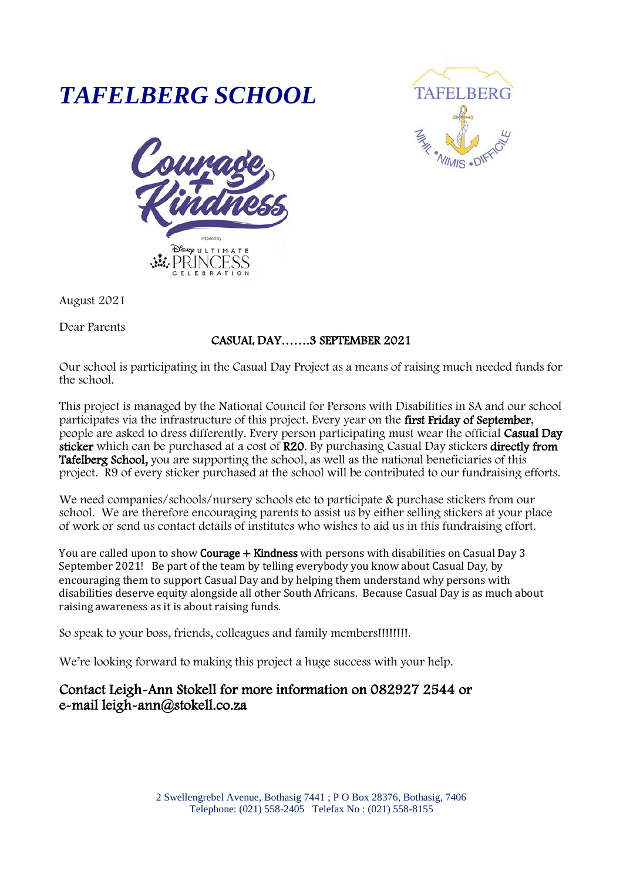# *TAFELBERG SCHOOL*

TAFELBERG

NIHIL • NIMIS • DIFFICILE

Courage + Kindness

inspired by Disney ULTIMATE PRINCESS CELEBRATION

August 2021

Dear Parents

**CASUAL DAY…….3 SEPTEMBER 2021**

Our school is participating in the Casual Day Project as a means of raising much needed funds for the school.

This project is managed by the National Council for Persons with Disabilities in SA and our school participates via the infrastructure of this project. Every year on the **first Friday of September**, people are asked to dress differently. Every person participating must wear the official **Casual Day sticker** which can be purchased at a cost of **R20**. By purchasing Casual Day stickers **directly from Tafelberg School,** you are supporting the school, as well as the national beneficiaries of this project. R9 of every sticker purchased at the school will be contributed to our fundraising efforts.

We need companies/schools/nursery schools etc to participate & purchase stickers from our school. We are therefore encouraging parents to assist us by either selling stickers at your place of work or send us contact details of institutes who wishes to aid us in this fundraising effort.

You are called upon to show **Courage + Kindness** with persons with disabilities on Casual Day 3 September 2021! Be part of the team by telling everybody you know about Casual Day, by encouraging them to support Casual Day and by helping them understand why persons with disabilities deserve equity alongside all other South Africans. Because Casual Day is as much about raising awareness as it is about raising funds.

So speak to your boss, friends, colleagues and family members!!!!!!!!.

We're looking forward to making this project a huge success with your help.

**Contact Leigh-Ann Stokell for more information on 082927 2544 or e-mail leigh-ann@stokell.co.za**

2 Swellengrebel Avenue, Bothasig 7441 ; P O Box 28376, Bothasig, 7406
Telephone: (021) 558-2405 Telefax No : (021) 558-8155